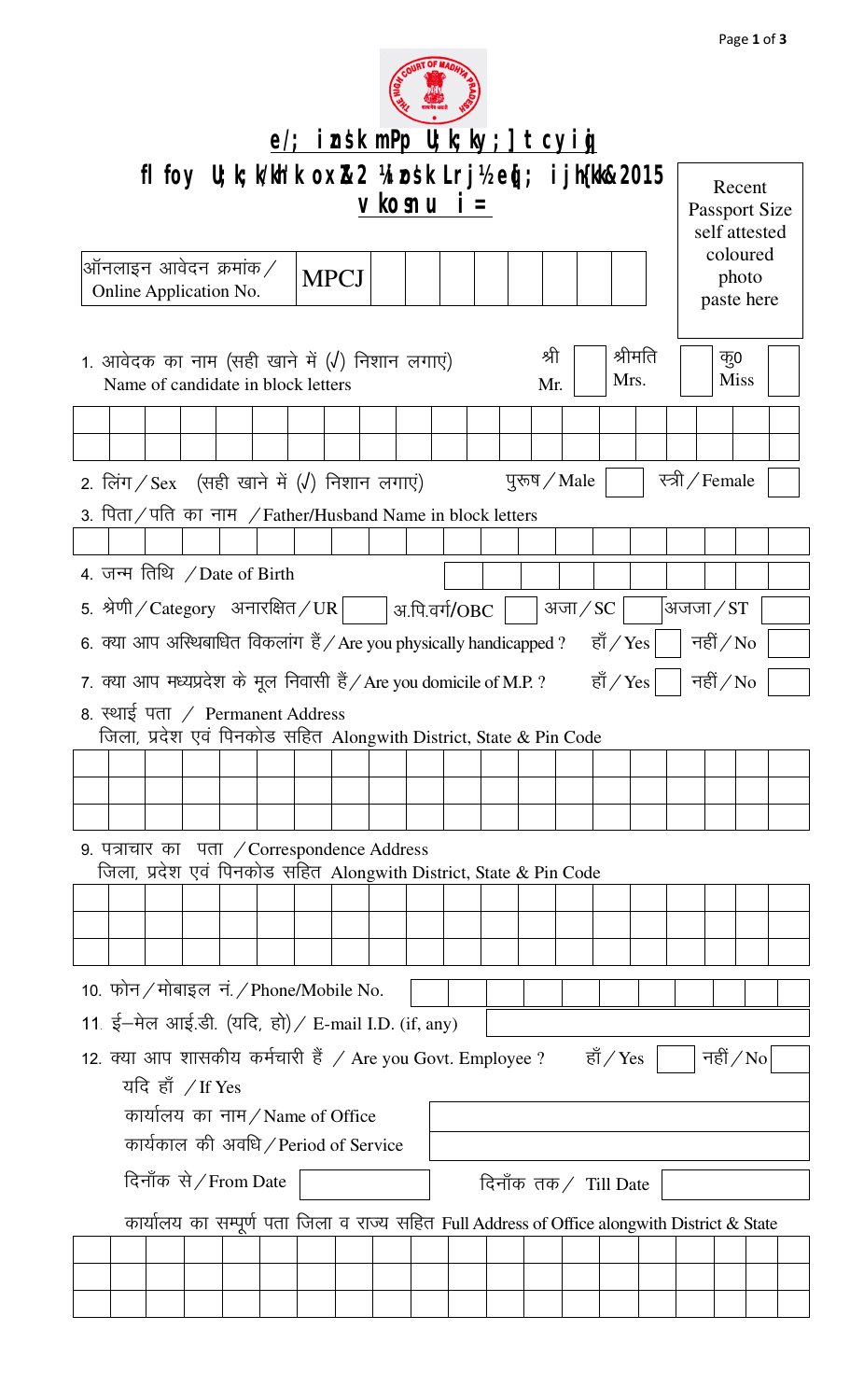# e/; izns'k mPp U;k;ky;] tcyiqj

## flfoy U;k;k/kh'k oxZ&2 ¼izos'k Lrj½ eq[; ijh{kk&2015

## vkosnu i=

Recent Passport Size self attested coloured photo paste here

ऑनलाइन आवेदन क्रमांक / Online Application No. MPCJ

1. आवेदक का नाम (सही खाने में (√) निशान लगाएं) Name of candidate in block letters — श्री Mr. / श्रीमति Mrs. / कु0 Miss

2. लिंग / Sex (सही खाने में (√) निशान लगाएं) पुरूष / Male / स्त्री / Female

3. पिता / पति का नाम / Father/Husband Name in block letters

4. जन्म तिथि / Date of Birth

5. श्रेणी / Category अनारक्षित / UR / अ.पि.वर्ग/OBC / अजा / SC / अजजा / ST

6. क्या आप अस्थिबाधित विकलांग हैं / Are you physically handicapped ? हाँ / Yes / नहीं / No

7. क्या आप मध्यप्रदेश के मूल निवासी हैं / Are you domicile of M.P. ? हाँ / Yes / नहीं / No

8. स्थाई पता / Permanent Address
   जिला, प्रदेश एवं पिनकोड सहित Alongwith District, State & Pin Code

9. पत्राचार का पता / Correspondence Address
   जिला, प्रदेश एवं पिनकोड सहित Alongwith District, State & Pin Code

10. फोन / मोबाइल नं. / Phone/Mobile No.

11. ई–मेल आई.डी. (यदि, हो) / E-mail I.D. (if, any)

12. क्या आप शासकीय कर्मचारी हैं / Are you Govt. Employee ? हाँ / Yes / नहीं / No

    यदि हाँ / If Yes

    कार्यालय का नाम / Name of Office

    कार्यकाल की अवधि / Period of Service

    दिनाँक से / From Date — दिनाँक तक / Till Date

    कार्यालय का सम्पूर्ण पता जिला व राज्य सहित Full Address of Office alongwith District & State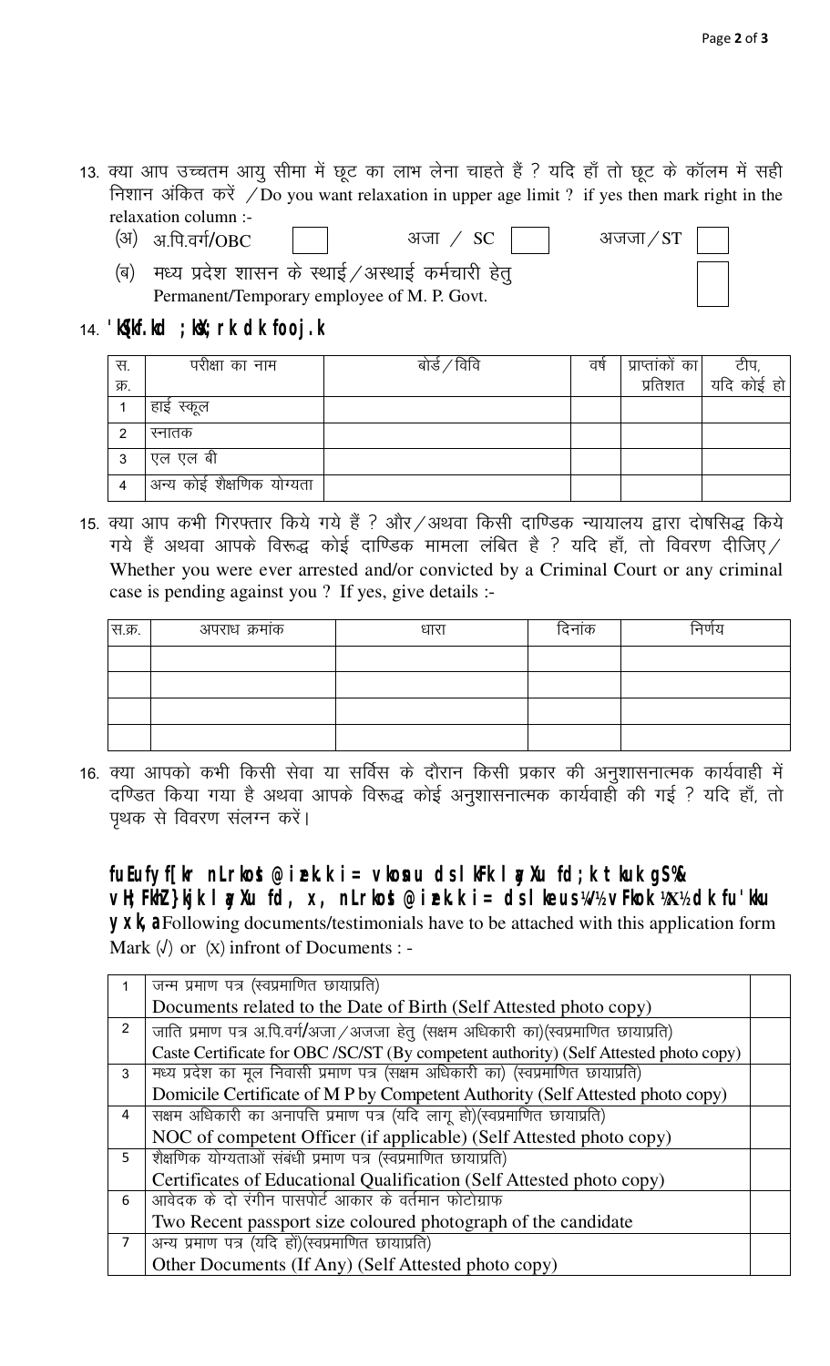13. क्या आप उच्चतम आयु सीमा में छूट का लाभ लेना चाहते हैं ? यदि हाँ तो छूट के कॉलम में सही निशान अंकित करें /Do you want relaxation in upper age limit ? if yes then mark right in the relaxation column :-

(अ) अ.पि.वर्ग/OBC ☐ अजा / SC ☐ अजजा / ST ☐

(ब) मध्य प्रदेश शासन के स्थाई/अस्थाई कर्मचारी हेतु
Permanent/Temporary employee of M. P. Govt. ☐

14. **'kS{kf.kd ;ksX;rk dk fooj.k**

| स. क्र. | परीक्षा का नाम | बोर्ड/विवि | वर्ष | प्राप्तांकों का प्रतिशत | टीप, यदि कोई हो |
|---|---|---|---|---|---|
| 1 | हाई स्कूल | | | | |
| 2 | स्नातक | | | | |
| 3 | एल एल बी | | | | |
| 4 | अन्य कोई शैक्षणिक योग्यता | | | | |

15. क्या आप कभी गिरफ्तार किये गये हैं ? और/अथवा किसी दाण्डिक न्यायालय द्वारा दोषसिद्ध किये गये हैं अथवा आपके विरूद्ध कोई दाण्डिक मामला लंबित है ? यदि हाँ, तो विवरण दीजिए/ Whether you were ever arrested and/or convicted by a Criminal Court or any criminal case is pending against you ? If yes, give details :-

| स.क्र. | अपराध क्रमांक | धारा | दिनांक | निर्णय |
|---|---|---|---|---|
| | | | | |
| | | | | |
| | | | | |
| | | | | |

16. क्या आपको कभी किसी सेवा या सर्विस के दौरान किसी प्रकार की अनुशासनात्मक कार्यवाही में दण्डित किया गया है अथवा आपके विरूद्ध कोई अनुशासनात्मक कार्यवाही की गई ? यदि हाँ, तो पृथक से विवरण संलग्न करें।

**fuEufyf[kr nLrkost@izek.k i= vkosnu ds lkFk layXu fd;k tkuk gS%& vH;FkhZ}kjk layXu fd, x, nLrkost@izek.k i= ds lkeus ¼√½ vFkok ¼X½ dk fu'kku yxk,a** Following documents/testimonials have to be attached with this application form Mark (√) or (X) infront of Documents : -

| | | |
|---|---|---|
| 1 | जन्म प्रमाण पत्र (स्वप्रमाणित छायाप्रति)<br>Documents related to the Date of Birth (Self Attested photo copy) | |
| 2 | जाति प्रमाण पत्र अ.पि.वर्ग/अजा/अजजा हेतु (सक्षम अधिकारी का)(स्वप्रमाणित छायाप्रति)<br>Caste Certificate for OBC /SC/ST (By competent authority) (Self Attested photo copy) | |
| 3 | मध्य प्रदेश का मूल निवासी प्रमाण पत्र (सक्षम अधिकारी का) (स्वप्रमाणित छायाप्रति)<br>Domicile Certificate of M P by Competent Authority (Self Attested photo copy) | |
| 4 | सक्षम अधिकारी का अनापत्ति प्रमाण पत्र (यदि लागू हो)(स्वप्रमाणित छायाप्रति)<br>NOC of competent Officer (if applicable) (Self Attested photo copy) | |
| 5 | शैक्षणिक योग्यताओं संबंधी प्रमाण पत्र (स्वप्रमाणित छायाप्रति)<br>Certificates of Educational Qualification (Self Attested photo copy) | |
| 6 | आवेदक के दो रंगीन पासपोर्ट आकार के वर्तमान फोटोग्राफ<br>Two Recent passport size coloured photograph of the candidate | |
| 7 | अन्य प्रमाण पत्र (यदि हों)(स्वप्रमाणित छायाप्रति)<br>Other Documents (If Any) (Self Attested photo copy) | |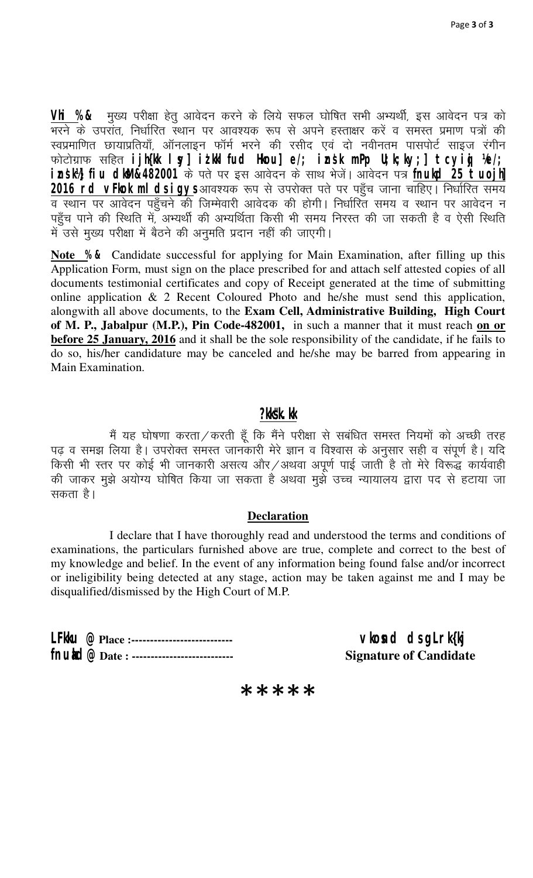**Vhi %&** मुख्य परीक्षा हेतु आवेदन करने के लिये सफल घोषित सभी अभ्यर्थी, इस आवेदन पत्र को भरने के उपरांत, निर्धारित स्थान पर आवश्यक रूप से अपने हस्ताक्षर करें व समस्त प्रमाण पत्रों की स्वप्रमाणित छायाप्रतियाँ, ऑनलाइन फॉर्म भरने की रसीद एवं दो नवीनतम पासपोर्ट साइज रंगीन फोटोग्राफ सहित **ijh{kk lsy] iz'kklfud Hkou] e/; izns'k mPp U;k;ky;] tcyiqj ¼e/; izns'k½ fiu dksM&482001** के पते पर इस आवेदन के साथ भेजें। आवेदन पत्र **fnukad 25 tuojh 2016 rd vFkok mlds igys** आवश्यक रूप से उपरोक्त पते पर पहुँच जाना चाहिए। निर्धारित समय व स्थान पर आवेदन पहुँचने की जिम्मेवारी आवेदक की होगी। निर्धारित समय व स्थान पर आवेदन न पहुँच पाने की स्थिति में, अभ्यर्थी की अभ्यर्थिता किसी भी समय निरस्त की जा सकती है व ऐसी स्थिति में उसे मुख्य परीक्षा में बैठने की अनुमति प्रदान नहीं की जाएगी।

**Note %&** Candidate successful for applying for Main Examination, after filling up this Application Form, must sign on the place prescribed for and attach self attested copies of all documents testimonial certificates and copy of Receipt generated at the time of submitting online application & 2 Recent Coloured Photo and he/she must send this application, alongwith all above documents, to the **Exam Cell, Administrative Building, High Court of M. P., Jabalpur (M.P.), Pin Code-482001,** in such a manner that it must reach **on or before 25 January, 2016** and it shall be the sole responsibility of the candidate, if he fails to do so, his/her candidature may be canceled and he/she may be barred from appearing in Main Examination.

## ?kks"k.kk

मैं यह घोषणा करता/करती हूँ कि मैंने परीक्षा से सबंधित समस्त नियमों को अच्छी तरह पढ़ व समझ लिया है। उपरोक्त समस्त जानकारी मेरे ज्ञान व विश्वास के अनुसार सही व संपूर्ण है। यदि किसी भी स्तर पर कोई भी जानकारी असत्य और/अथवा अपूर्ण पाई जाती है तो मेरे विरूद्ध कार्यवाही की जाकर मुझे अयोग्य घोषित किया जा सकता है अथवा मुझे उच्च न्यायालय द्वारा पद से हटाया जा सकता है।

## Declaration

I declare that I have thoroughly read and understood the terms and conditions of examinations, the particulars furnished above are true, complete and correct to the best of my knowledge and belief. In the event of any information being found false and/or incorrect or ineligibility being detected at any stage, action may be taken against me and I may be disqualified/dismissed by the High Court of M.P.

**LFkku @ Place :---------------------------** **vkosnd ds gLrk{kj**

**fnukad @ Date : --------------------------** **Signature of Candidate**

\*\*\*\*\*